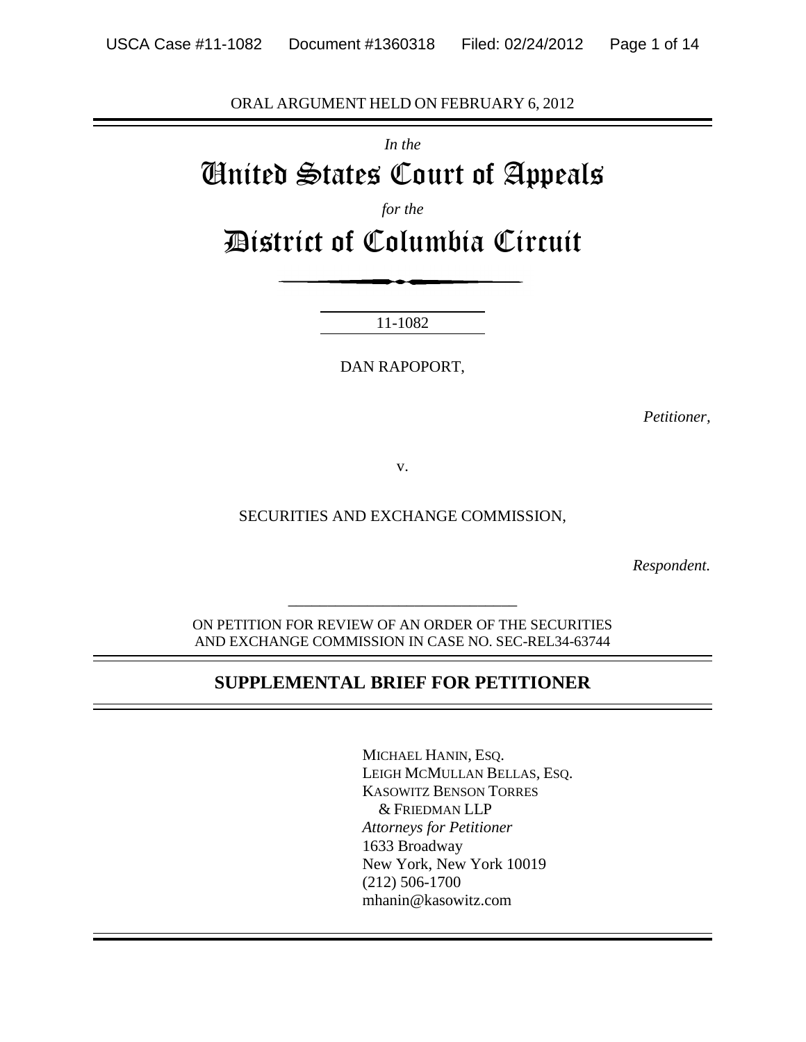ORAL ARGUMENT HELD ON FEBRUARY 6, 2012

*In the*

# United States Court of Appeals

*for the*

# District of Columbia Circuit

11-1082

DAN RAPOPORT,

*Petitioner,*

v.

SECURITIES AND EXCHANGE COMMISSION,

*Respondent.*

ON PETITION FOR REVIEW OF AN ORDER OF THE SECURITIES AND EXCHANGE COMMISSION IN CASE NO. SEC-REL34-63744

## SUPPLEMENTAL BRIEF FOR PETITIONER

MICHAEL HANIN, ESQ.
LEIGH MCMULLAN BELLAS, ESQ.
KASOWITZ BENSON TORRES & FRIEDMAN LLP
*Attorneys for Petitioner*
1633 Broadway
New York, New York 10019
(212) 506-1700
mhanin@kasowitz.com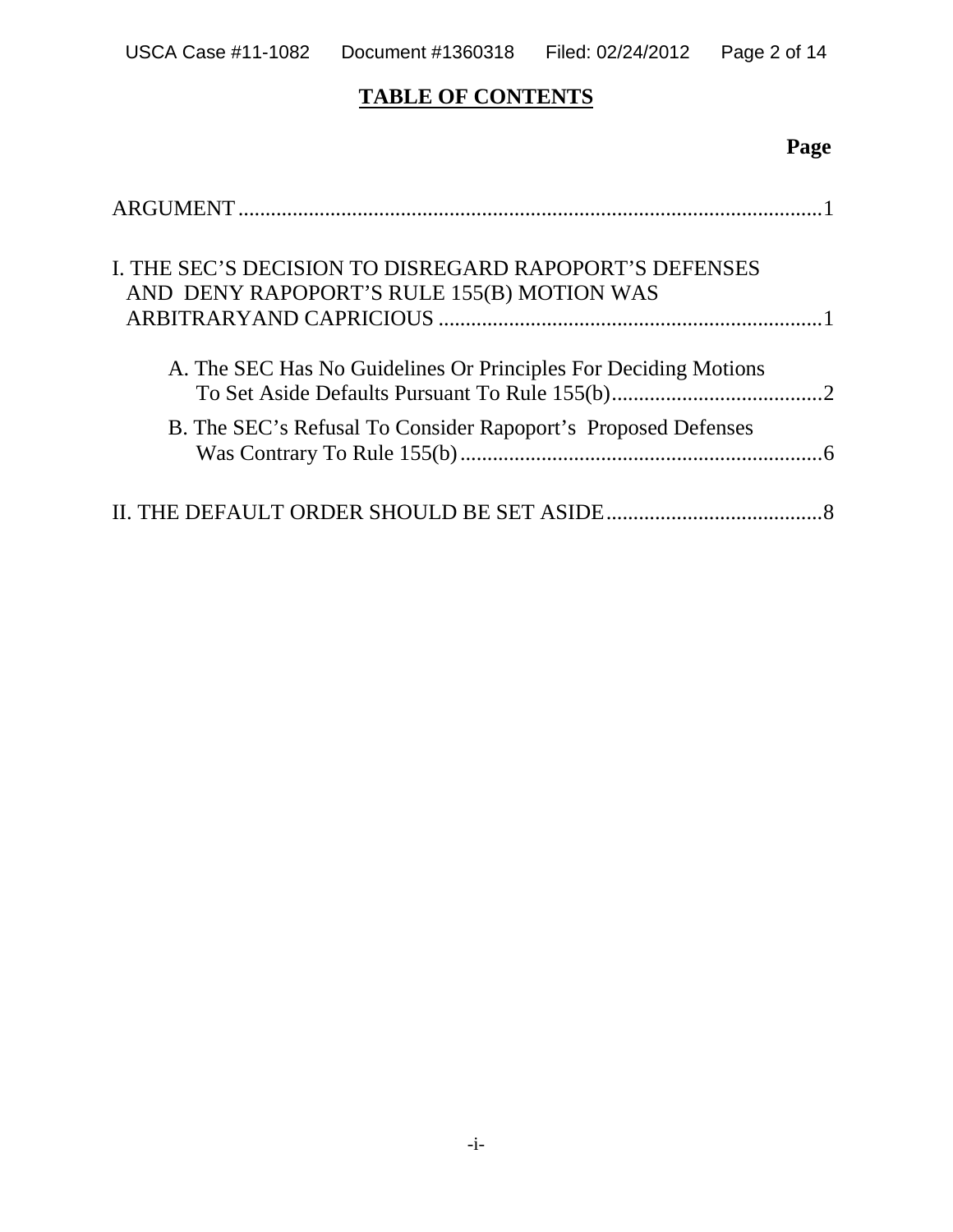# TABLE OF CONTENTS

**Page**

ARGUMENT .......................................................................................................... 1

I. THE SEC'S DECISION TO DISREGARD RAPOPORT'S DEFENSES AND DENY RAPOPORT'S RULE 155(B) MOTION WAS ARBITRARYAND CAPRICIOUS ...................................................................... 1

A. The SEC Has No Guidelines Or Principles For Deciding Motions To Set Aside Defaults Pursuant To Rule 155(b) ....................................... 2

B. The SEC's Refusal To Consider Rapoport's Proposed Defenses Was Contrary To Rule 155(b) ................................................................... 6

II. THE DEFAULT ORDER SHOULD BE SET ASIDE ........................................ 8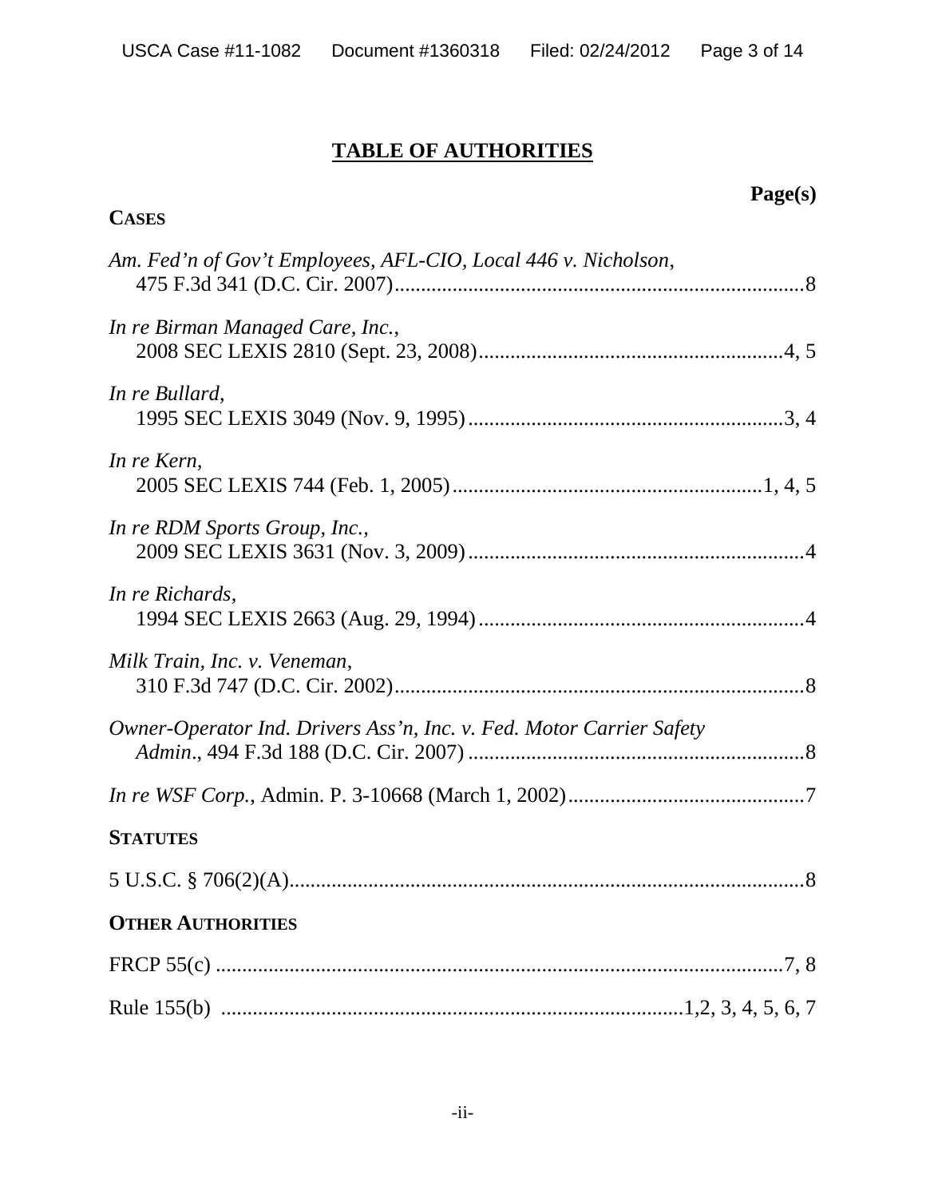## TABLE OF AUTHORITIES

**Page(s)**

**CASES**

*Am. Fed'n of Gov't Employees, AFL-CIO, Local 446 v. Nicholson*, 475 F.3d 341 (D.C. Cir. 2007) .......... 8

*In re Birman Managed Care, Inc.*, 2008 SEC LEXIS 2810 (Sept. 23, 2008) .......... 4, 5

*In re Bullard*, 1995 SEC LEXIS 3049 (Nov. 9, 1995) .......... 3, 4

*In re Kern*, 2005 SEC LEXIS 744 (Feb. 1, 2005) .......... 1, 4, 5

*In re RDM Sports Group, Inc.*, 2009 SEC LEXIS 3631 (Nov. 3, 2009) .......... 4

*In re Richards*, 1994 SEC LEXIS 2663 (Aug. 29, 1994) .......... 4

*Milk Train, Inc. v. Veneman*, 310 F.3d 747 (D.C. Cir. 2002) .......... 8

*Owner-Operator Ind. Drivers Ass'n, Inc. v. Fed. Motor Carrier Safety Admin.*, 494 F.3d 188 (D.C. Cir. 2007) .......... 8

*In re WSF Corp.*, Admin. P. 3-10668 (March 1, 2002) .......... 7

**STATUTES**

5 U.S.C. § 706(2)(A) .......... 8

**OTHER AUTHORITIES**

FRCP 55(c) .......... 7, 8

Rule 155(b) .......... 1,2, 3, 4, 5, 6, 7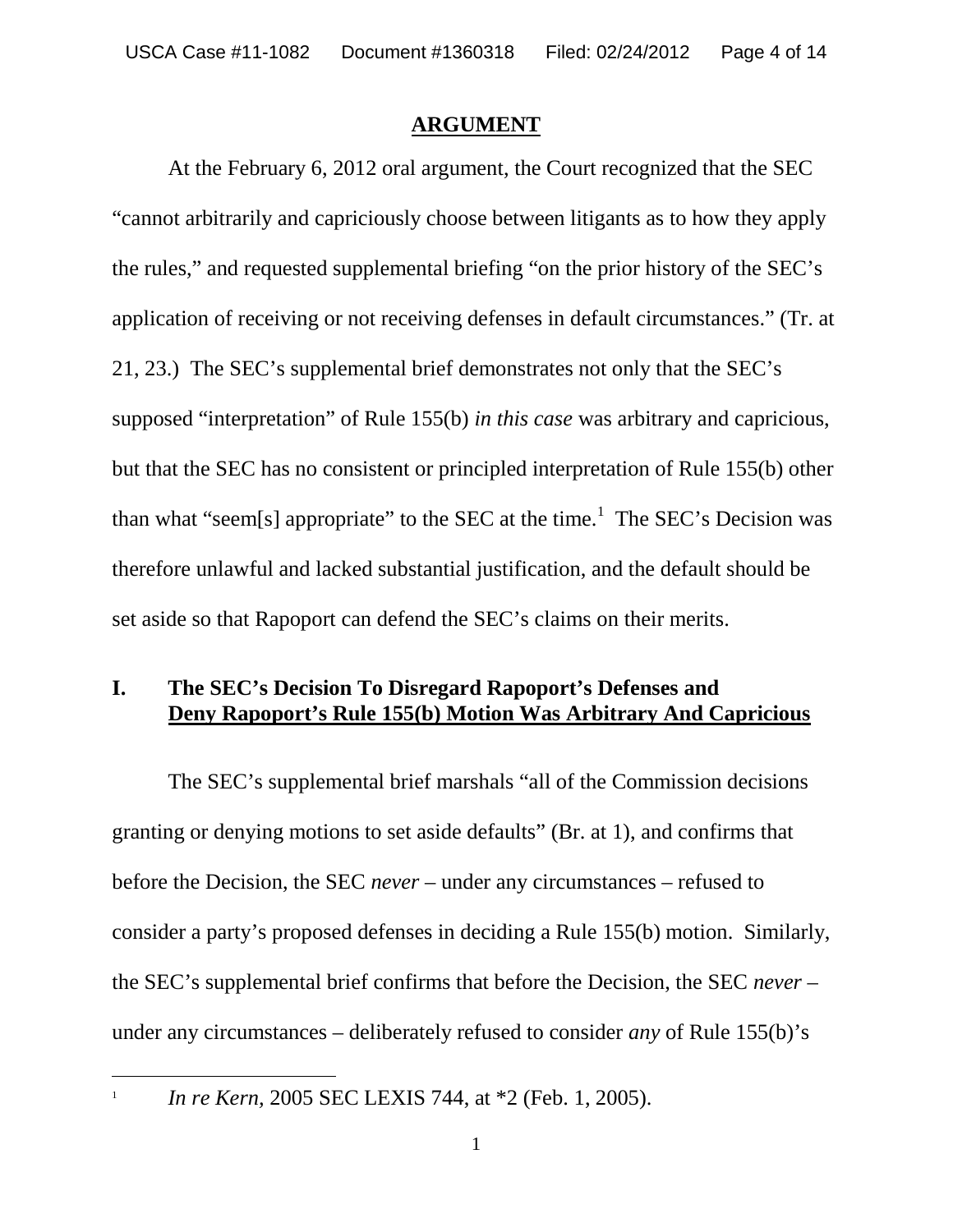## ARGUMENT

At the February 6, 2012 oral argument, the Court recognized that the SEC "cannot arbitrarily and capriciously choose between litigants as to how they apply the rules," and requested supplemental briefing "on the prior history of the SEC's application of receiving or not receiving defenses in default circumstances." (Tr. at 21, 23.) The SEC's supplemental brief demonstrates not only that the SEC's supposed "interpretation" of Rule 155(b) *in this case* was arbitrary and capricious, but that the SEC has no consistent or principled interpretation of Rule 155(b) other than what "seem[s] appropriate" to the SEC at the time.[1] The SEC's Decision was therefore unlawful and lacked substantial justification, and the default should be set aside so that Rapoport can defend the SEC's claims on their merits.

### I. The SEC's Decision To Disregard Rapoport's Defenses and Deny Rapoport's Rule 155(b) Motion Was Arbitrary And Capricious

The SEC's supplemental brief marshals "all of the Commission decisions granting or denying motions to set aside defaults" (Br. at 1), and confirms that before the Decision, the SEC *never* – under any circumstances – refused to consider a party's proposed defenses in deciding a Rule 155(b) motion. Similarly, the SEC's supplemental brief confirms that before the Decision, the SEC *never* – under any circumstances – deliberately refused to consider *any* of Rule 155(b)'s

---

[1] *In re Kern,* 2005 SEC LEXIS 744, at *2 (Feb. 1, 2005).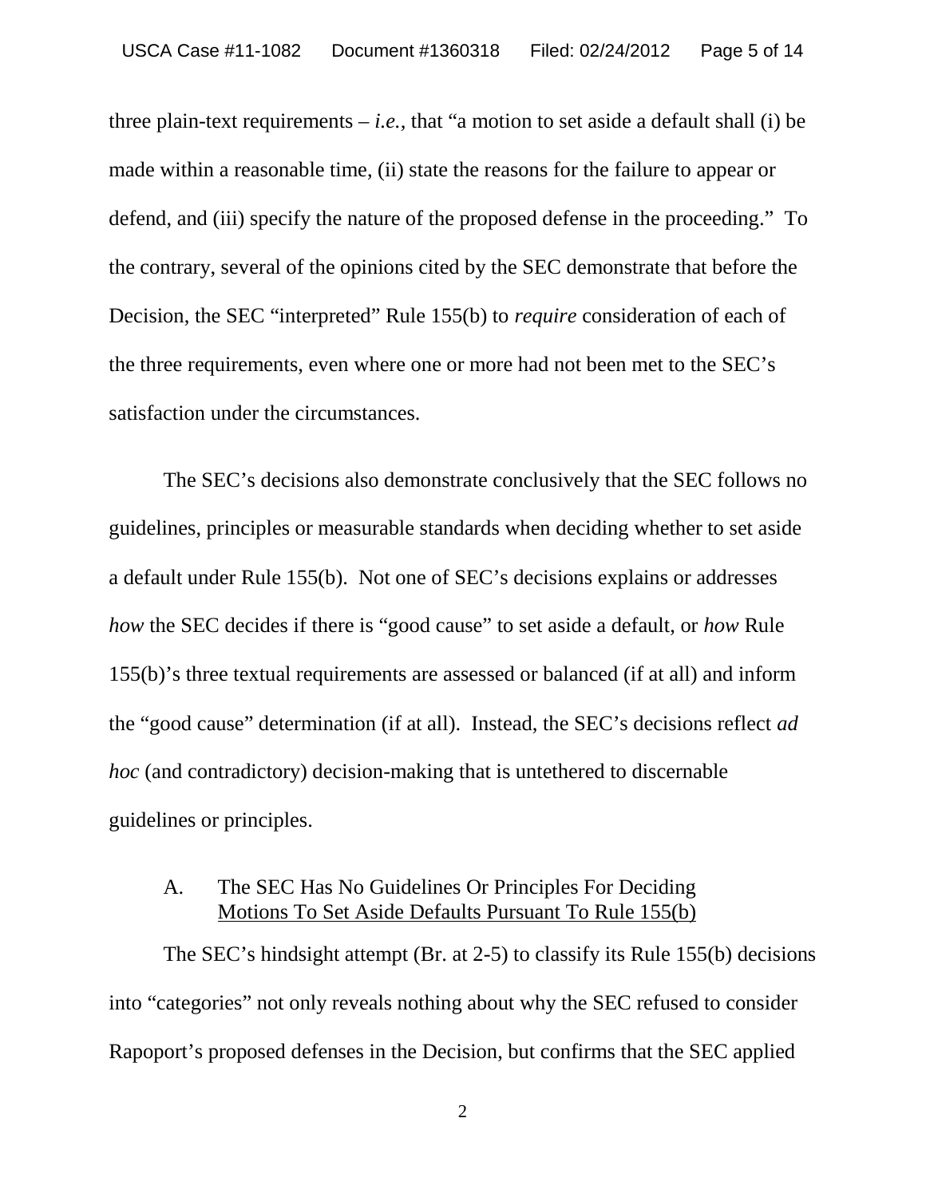three plain-text requirements – *i.e.*, that "a motion to set aside a default shall (i) be made within a reasonable time, (ii) state the reasons for the failure to appear or defend, and (iii) specify the nature of the proposed defense in the proceeding." To the contrary, several of the opinions cited by the SEC demonstrate that before the Decision, the SEC "interpreted" Rule 155(b) to *require* consideration of each of the three requirements, even where one or more had not been met to the SEC's satisfaction under the circumstances.

The SEC's decisions also demonstrate conclusively that the SEC follows no guidelines, principles or measurable standards when deciding whether to set aside a default under Rule 155(b). Not one of SEC's decisions explains or addresses *how* the SEC decides if there is "good cause" to set aside a default, or *how* Rule 155(b)'s three textual requirements are assessed or balanced (if at all) and inform the "good cause" determination (if at all). Instead, the SEC's decisions reflect *ad hoc* (and contradictory) decision-making that is untethered to discernable guidelines or principles.

### A. The SEC Has No Guidelines Or Principles For Deciding Motions To Set Aside Defaults Pursuant To Rule 155(b)

The SEC's hindsight attempt (Br. at 2-5) to classify its Rule 155(b) decisions into "categories" not only reveals nothing about why the SEC refused to consider Rapoport's proposed defenses in the Decision, but confirms that the SEC applied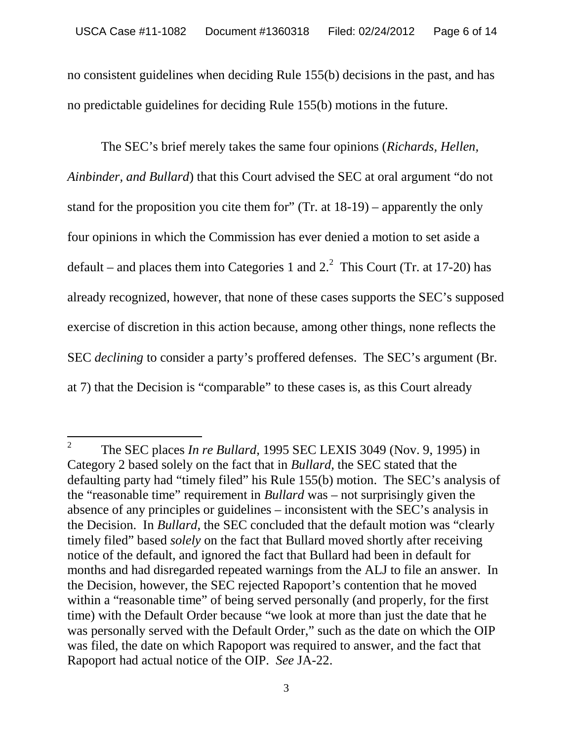no consistent guidelines when deciding Rule 155(b) decisions in the past, and has no predictable guidelines for deciding Rule 155(b) motions in the future.

The SEC's brief merely takes the same four opinions (*Richards, Hellen, Ainbinder, and Bullard*) that this Court advised the SEC at oral argument "do not stand for the proposition you cite them for" (Tr. at 18-19) – apparently the only four opinions in which the Commission has ever denied a motion to set aside a default – and places them into Categories 1 and 2.[2] This Court (Tr. at 17-20) has already recognized, however, that none of these cases supports the SEC's supposed exercise of discretion in this action because, among other things, none reflects the SEC *declining* to consider a party's proffered defenses. The SEC's argument (Br. at 7) that the Decision is "comparable" to these cases is, as this Court already

---

[2] The SEC places *In re Bullard*, 1995 SEC LEXIS 3049 (Nov. 9, 1995) in Category 2 based solely on the fact that in *Bullard*, the SEC stated that the defaulting party had "timely filed" his Rule 155(b) motion. The SEC's analysis of the "reasonable time" requirement in *Bullard* was – not surprisingly given the absence of any principles or guidelines – inconsistent with the SEC's analysis in the Decision. In *Bullard*, the SEC concluded that the default motion was "clearly timely filed" based *solely* on the fact that Bullard moved shortly after receiving notice of the default, and ignored the fact that Bullard had been in default for months and had disregarded repeated warnings from the ALJ to file an answer. In the Decision, however, the SEC rejected Rapoport's contention that he moved within a "reasonable time" of being served personally (and properly, for the first time) with the Default Order because "we look at more than just the date that he was personally served with the Default Order," such as the date on which the OIP was filed, the date on which Rapoport was required to answer, and the fact that Rapoport had actual notice of the OIP. *See* JA-22.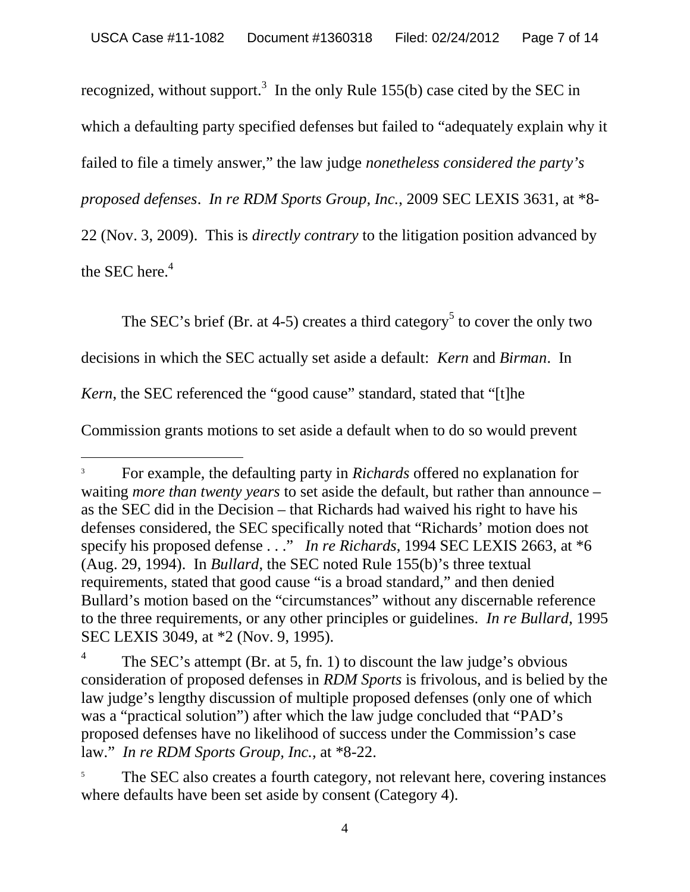recognized, without support.[3] In the only Rule 155(b) case cited by the SEC in which a defaulting party specified defenses but failed to "adequately explain why it failed to file a timely answer," the law judge *nonetheless considered the party's proposed defenses*. *In re RDM Sports Group, Inc.*, 2009 SEC LEXIS 3631, at *8-22 (Nov. 3, 2009). This is *directly contrary* to the litigation position advanced by the SEC here.[4]

The SEC's brief (Br. at 4-5) creates a third category[5] to cover the only two decisions in which the SEC actually set aside a default: *Kern* and *Birman*. In *Kern*, the SEC referenced the "good cause" standard, stated that "[t]he Commission grants motions to set aside a default when to do so would prevent

---

[3] For example, the defaulting party in *Richards* offered no explanation for waiting *more than twenty years* to set aside the default, but rather than announce – as the SEC did in the Decision – that Richards had waived his right to have his defenses considered, the SEC specifically noted that "Richards' motion does not specify his proposed defense . . ." *In re Richards*, 1994 SEC LEXIS 2663, at *6 (Aug. 29, 1994). In *Bullard*, the SEC noted Rule 155(b)'s three textual requirements, stated that good cause "is a broad standard," and then denied Bullard's motion based on the "circumstances" without any discernable reference to the three requirements, or any other principles or guidelines. *In re Bullard*, 1995 SEC LEXIS 3049, at *2 (Nov. 9, 1995).

[4] The SEC's attempt (Br. at 5, fn. 1) to discount the law judge's obvious consideration of proposed defenses in *RDM Sports* is frivolous, and is belied by the law judge's lengthy discussion of multiple proposed defenses (only one of which was a "practical solution") after which the law judge concluded that "PAD's proposed defenses have no likelihood of success under the Commission's case law." *In re RDM Sports Group, Inc.*, at *8-22.

[5] The SEC also creates a fourth category, not relevant here, covering instances where defaults have been set aside by consent (Category 4).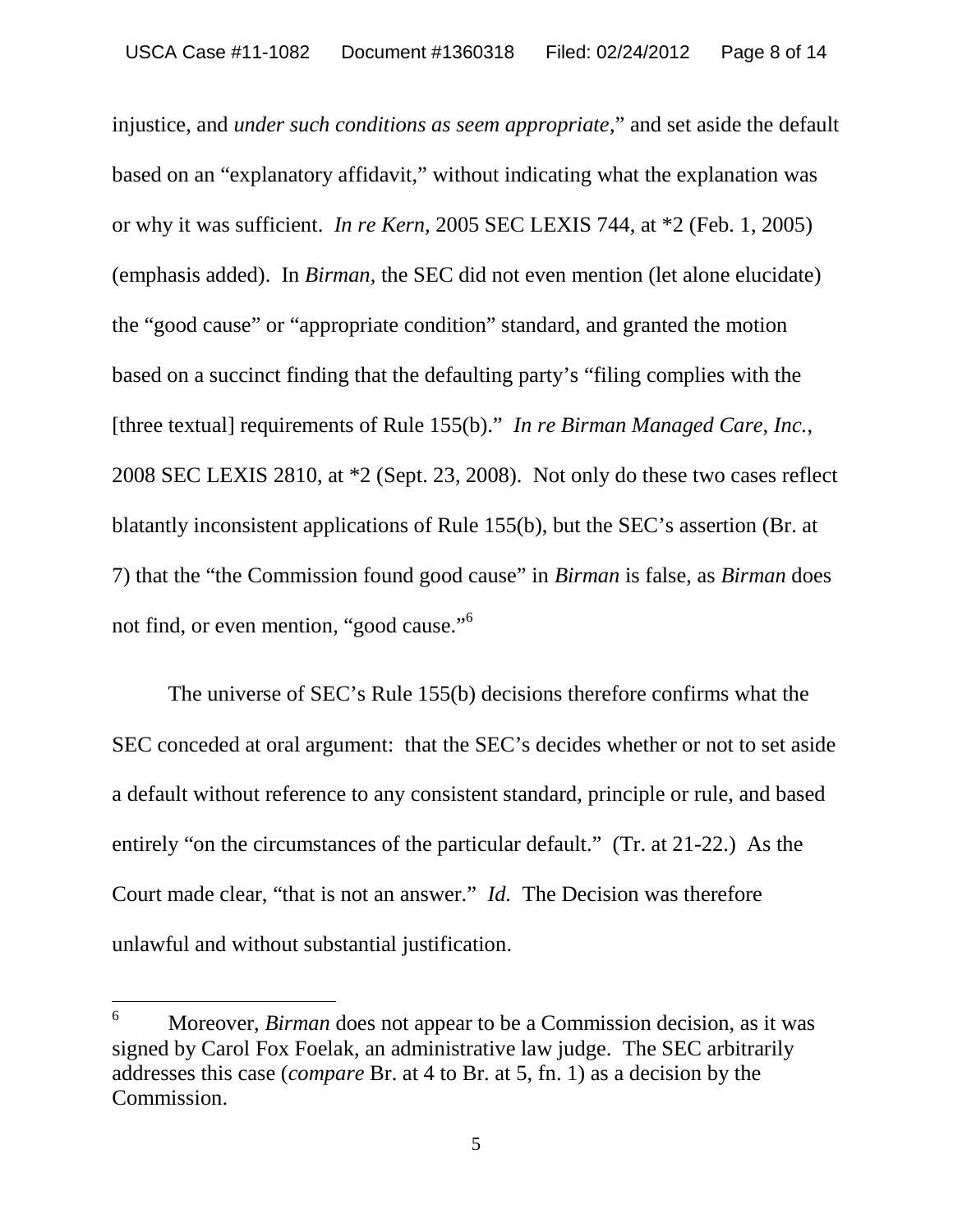injustice, and *under such conditions as seem appropriate*," and set aside the default based on an "explanatory affidavit," without indicating what the explanation was or why it was sufficient. *In re Kern*, 2005 SEC LEXIS 744, at *2 (Feb. 1, 2005) (emphasis added). In *Birman*, the SEC did not even mention (let alone elucidate) the "good cause" or "appropriate condition" standard, and granted the motion based on a succinct finding that the defaulting party's "filing complies with the [three textual] requirements of Rule 155(b)." *In re Birman Managed Care, Inc.*, 2008 SEC LEXIS 2810, at *2 (Sept. 23, 2008). Not only do these two cases reflect blatantly inconsistent applications of Rule 155(b), but the SEC's assertion (Br. at 7) that the "the Commission found good cause" in *Birman* is false, as *Birman* does not find, or even mention, "good cause."[6]

The universe of SEC's Rule 155(b) decisions therefore confirms what the SEC conceded at oral argument: that the SEC's decides whether or not to set aside a default without reference to any consistent standard, principle or rule, and based entirely "on the circumstances of the particular default." (Tr. at 21-22.) As the Court made clear, "that is not an answer." *Id.* The Decision was therefore unlawful and without substantial justification.

---

[6] Moreover, *Birman* does not appear to be a Commission decision, as it was signed by Carol Fox Foelak, an administrative law judge. The SEC arbitrarily addresses this case (*compare* Br. at 4 to Br. at 5, fn. 1) as a decision by the Commission.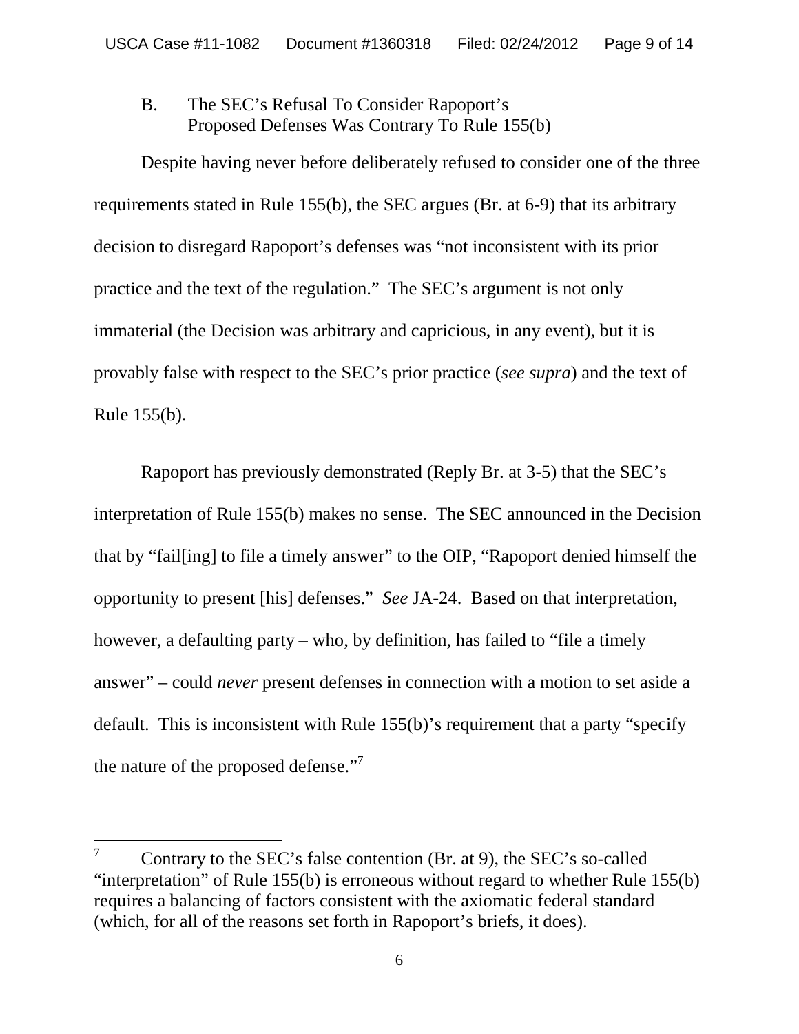### B. The SEC's Refusal To Consider Rapoport's Proposed Defenses Was Contrary To Rule 155(b)

Despite having never before deliberately refused to consider one of the three requirements stated in Rule 155(b), the SEC argues (Br. at 6-9) that its arbitrary decision to disregard Rapoport's defenses was "not inconsistent with its prior practice and the text of the regulation." The SEC's argument is not only immaterial (the Decision was arbitrary and capricious, in any event), but it is provably false with respect to the SEC's prior practice (*see supra*) and the text of Rule 155(b).

Rapoport has previously demonstrated (Reply Br. at 3-5) that the SEC's interpretation of Rule 155(b) makes no sense. The SEC announced in the Decision that by "fail[ing] to file a timely answer" to the OIP, "Rapoport denied himself the opportunity to present [his] defenses." *See* JA-24. Based on that interpretation, however, a defaulting party – who, by definition, has failed to "file a timely answer" – could *never* present defenses in connection with a motion to set aside a default. This is inconsistent with Rule 155(b)'s requirement that a party "specify the nature of the proposed defense."[7]

---

[7] Contrary to the SEC's false contention (Br. at 9), the SEC's so-called "interpretation" of Rule 155(b) is erroneous without regard to whether Rule 155(b) requires a balancing of factors consistent with the axiomatic federal standard (which, for all of the reasons set forth in Rapoport's briefs, it does).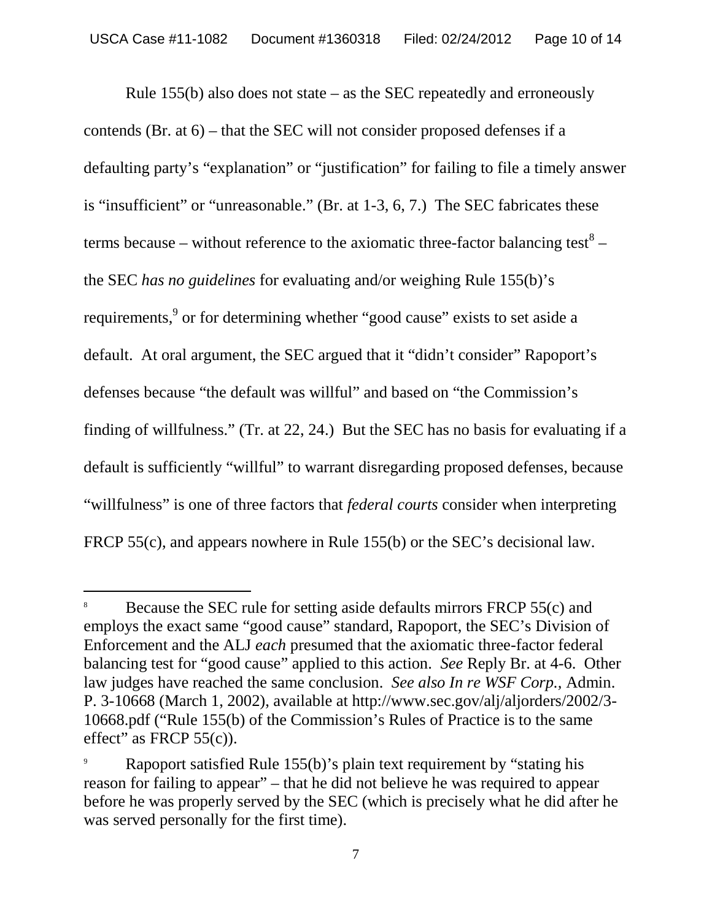Rule 155(b) also does not state – as the SEC repeatedly and erroneously contends (Br. at 6) – that the SEC will not consider proposed defenses if a defaulting party's "explanation" or "justification" for failing to file a timely answer is "insufficient" or "unreasonable." (Br. at 1-3, 6, 7.) The SEC fabricates these terms because – without reference to the axiomatic three-factor balancing test[8] – the SEC *has no guidelines* for evaluating and/or weighing Rule 155(b)'s requirements,[9] or for determining whether "good cause" exists to set aside a default. At oral argument, the SEC argued that it "didn't consider" Rapoport's defenses because "the default was willful" and based on "the Commission's finding of willfulness." (Tr. at 22, 24.) But the SEC has no basis for evaluating if a default is sufficiently "willful" to warrant disregarding proposed defenses, because "willfulness" is one of three factors that *federal courts* consider when interpreting FRCP 55(c), and appears nowhere in Rule 155(b) or the SEC's decisional law.

---

[8] Because the SEC rule for setting aside defaults mirrors FRCP 55(c) and employs the exact same "good cause" standard, Rapoport, the SEC's Division of Enforcement and the ALJ *each* presumed that the axiomatic three-factor federal balancing test for "good cause" applied to this action. *See* Reply Br. at 4-6. Other law judges have reached the same conclusion. *See also In re WSF Corp.*, Admin. P. 3-10668 (March 1, 2002), available at http://www.sec.gov/alj/aljorders/2002/3-10668.pdf ("Rule 155(b) of the Commission's Rules of Practice is to the same effect" as FRCP 55(c)).

[9] Rapoport satisfied Rule 155(b)'s plain text requirement by "stating his reason for failing to appear" – that he did not believe he was required to appear before he was properly served by the SEC (which is precisely what he did after he was served personally for the first time).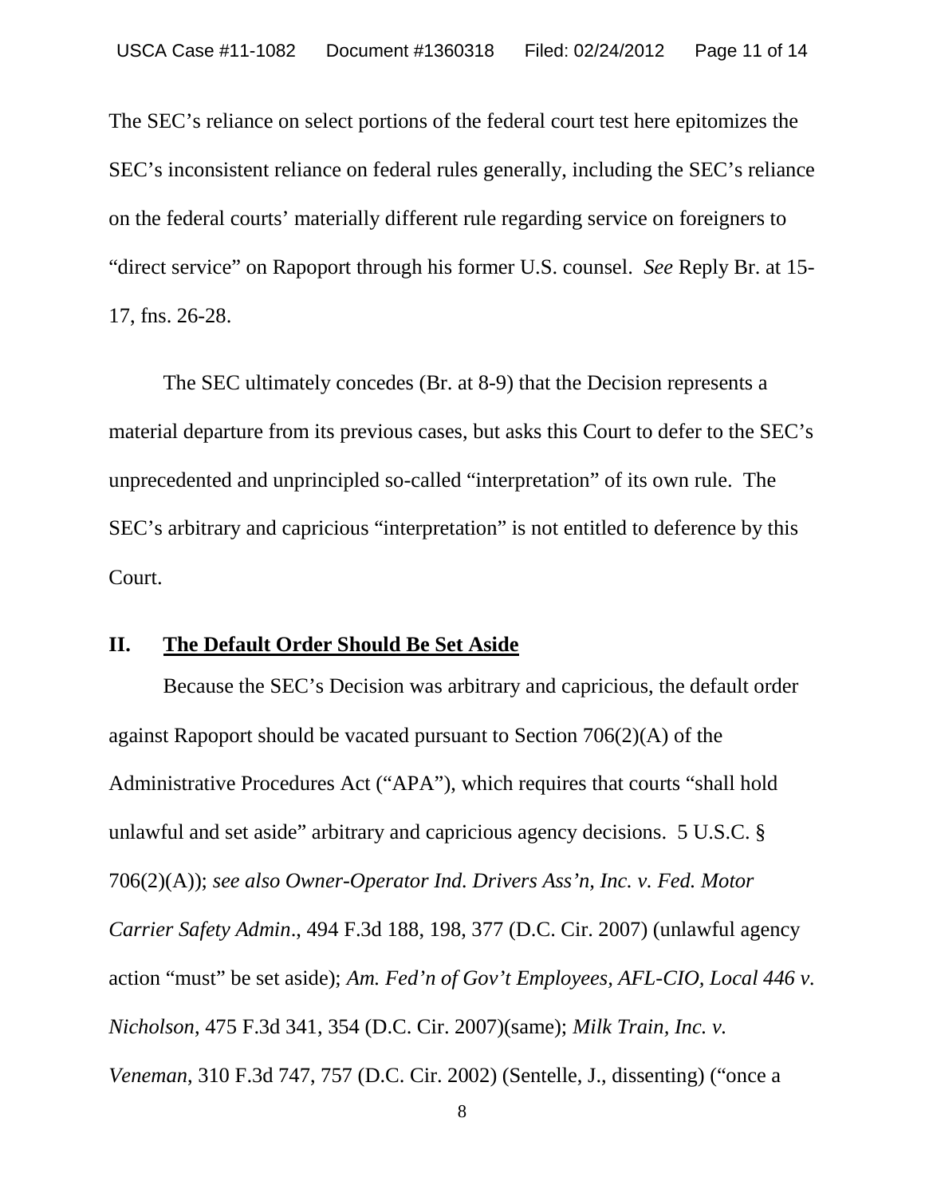The SEC's reliance on select portions of the federal court test here epitomizes the SEC's inconsistent reliance on federal rules generally, including the SEC's reliance on the federal courts' materially different rule regarding service on foreigners to "direct service" on Rapoport through his former U.S. counsel. *See* Reply Br. at 15-17, fns. 26-28.

The SEC ultimately concedes (Br. at 8-9) that the Decision represents a material departure from its previous cases, but asks this Court to defer to the SEC's unprecedented and unprincipled so-called "interpretation" of its own rule. The SEC's arbitrary and capricious "interpretation" is not entitled to deference by this Court.

## II. **The Default Order Should Be Set Aside**

Because the SEC's Decision was arbitrary and capricious, the default order against Rapoport should be vacated pursuant to Section 706(2)(A) of the Administrative Procedures Act ("APA"), which requires that courts "shall hold unlawful and set aside" arbitrary and capricious agency decisions. 5 U.S.C. § 706(2)(A)); *see also Owner-Operator Ind. Drivers Ass'n, Inc. v. Fed. Motor Carrier Safety Admin*., 494 F.3d 188, 198, 377 (D.C. Cir. 2007) (unlawful agency action "must" be set aside); *Am. Fed'n of Gov't Employees, AFL-CIO, Local 446 v. Nicholson*, 475 F.3d 341, 354 (D.C. Cir. 2007)(same); *Milk Train, Inc. v. Veneman*, 310 F.3d 747, 757 (D.C. Cir. 2002) (Sentelle, J., dissenting) ("once a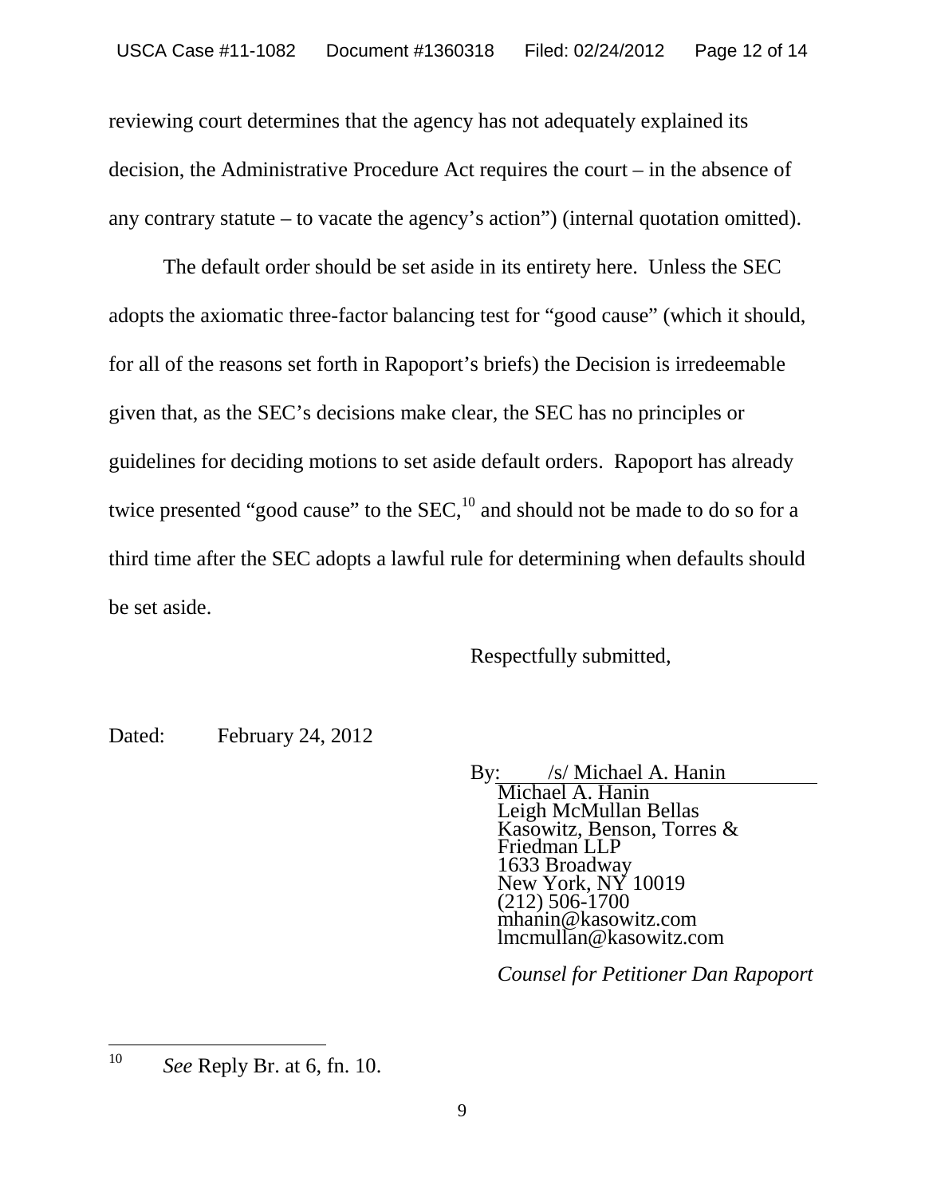reviewing court determines that the agency has not adequately explained its decision, the Administrative Procedure Act requires the court – in the absence of any contrary statute – to vacate the agency's action") (internal quotation omitted).

The default order should be set aside in its entirety here. Unless the SEC adopts the axiomatic three-factor balancing test for "good cause" (which it should, for all of the reasons set forth in Rapoport's briefs) the Decision is irredeemable given that, as the SEC's decisions make clear, the SEC has no principles or guidelines for deciding motions to set aside default orders. Rapoport has already twice presented "good cause" to the SEC,[10] and should not be made to do so for a third time after the SEC adopts a lawful rule for determining when defaults should be set aside.

Respectfully submitted,

Dated: February 24, 2012

By: /s/ Michael A. Hanin
Michael A. Hanin
Leigh McMullan Bellas
Kasowitz, Benson, Torres & Friedman LLP
1633 Broadway
New York, NY 10019
(212) 506-1700
mhanin@kasowitz.com
lmcmullan@kasowitz.com

*Counsel for Petitioner Dan Rapoport*

---

[10] *See* Reply Br. at 6, fn. 10.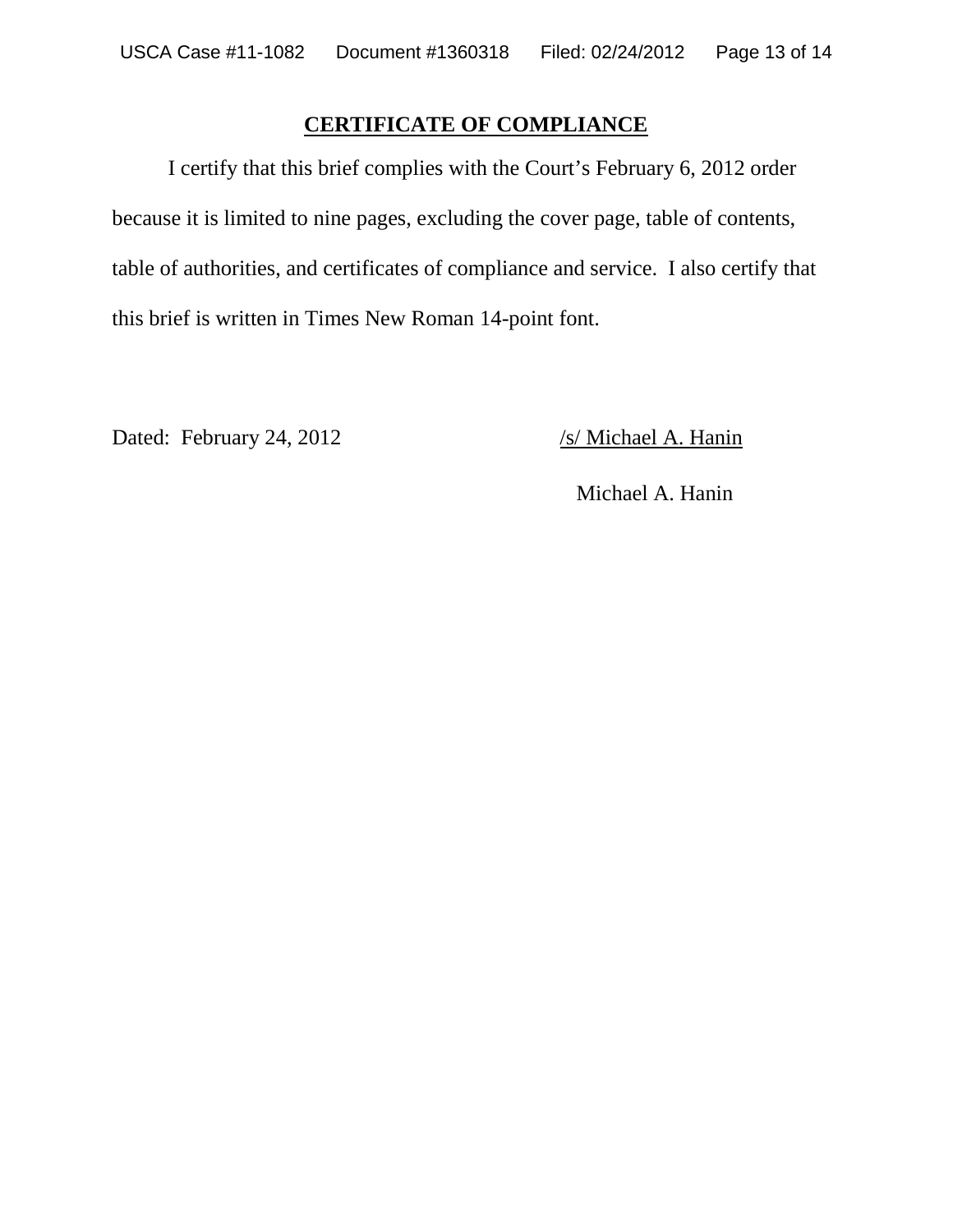## CERTIFICATE OF COMPLIANCE

I certify that this brief complies with the Court's February 6, 2012 order because it is limited to nine pages, excluding the cover page, table of contents, table of authorities, and certificates of compliance and service. I also certify that this brief is written in Times New Roman 14-point font.

Dated: February 24, 2012

/s/ Michael A. Hanin

Michael A. Hanin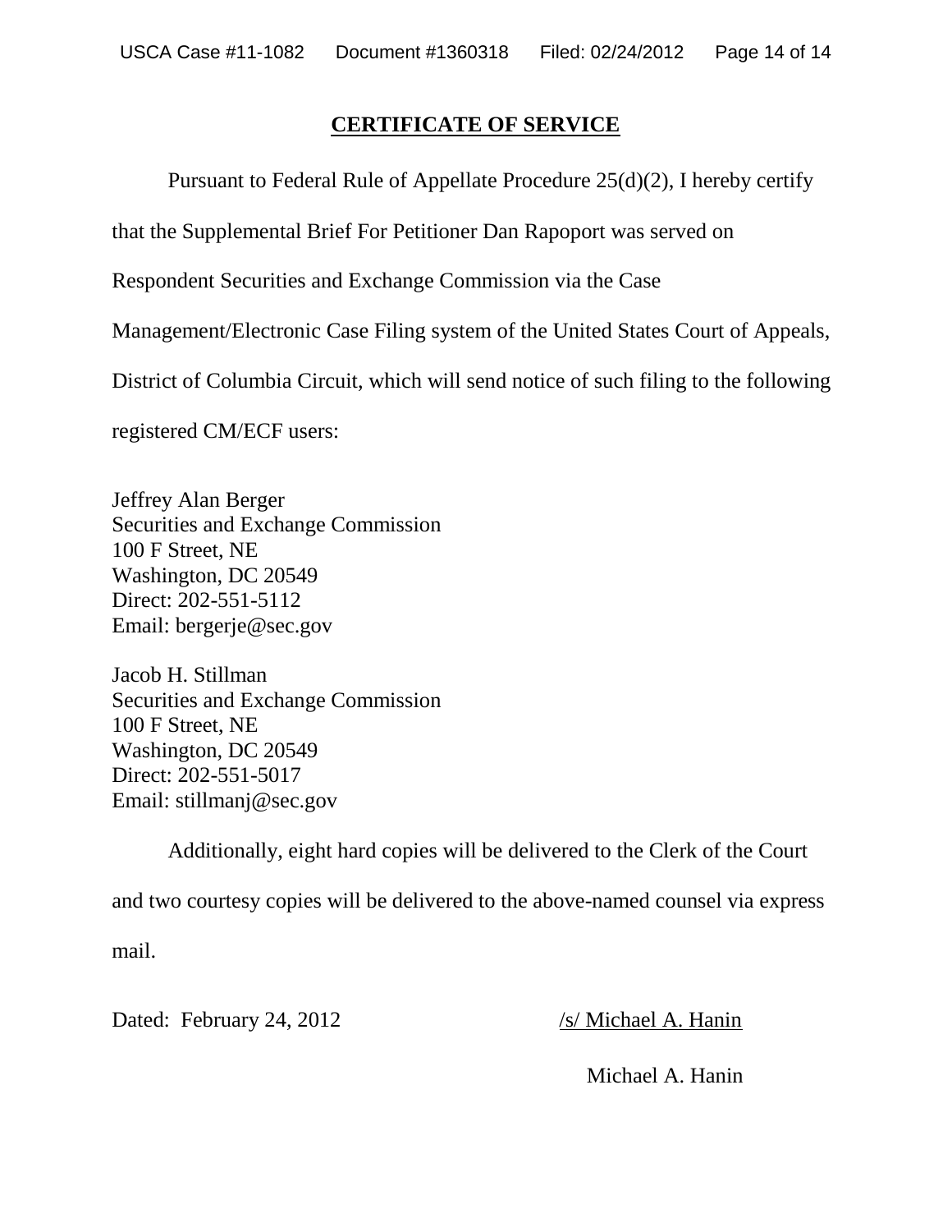## CERTIFICATE OF SERVICE

Pursuant to Federal Rule of Appellate Procedure 25(d)(2), I hereby certify that the Supplemental Brief For Petitioner Dan Rapoport was served on Respondent Securities and Exchange Commission via the Case Management/Electronic Case Filing system of the United States Court of Appeals, District of Columbia Circuit, which will send notice of such filing to the following registered CM/ECF users:

Jeffrey Alan Berger
Securities and Exchange Commission
100 F Street, NE
Washington, DC 20549
Direct: 202-551-5112
Email: bergerje@sec.gov

Jacob H. Stillman
Securities and Exchange Commission
100 F Street, NE
Washington, DC 20549
Direct: 202-551-5017
Email: stillmanj@sec.gov

Additionally, eight hard copies will be delivered to the Clerk of the Court and two courtesy copies will be delivered to the above-named counsel via express mail.

Dated: February 24, 2012

/s/ Michael A. Hanin

Michael A. Hanin